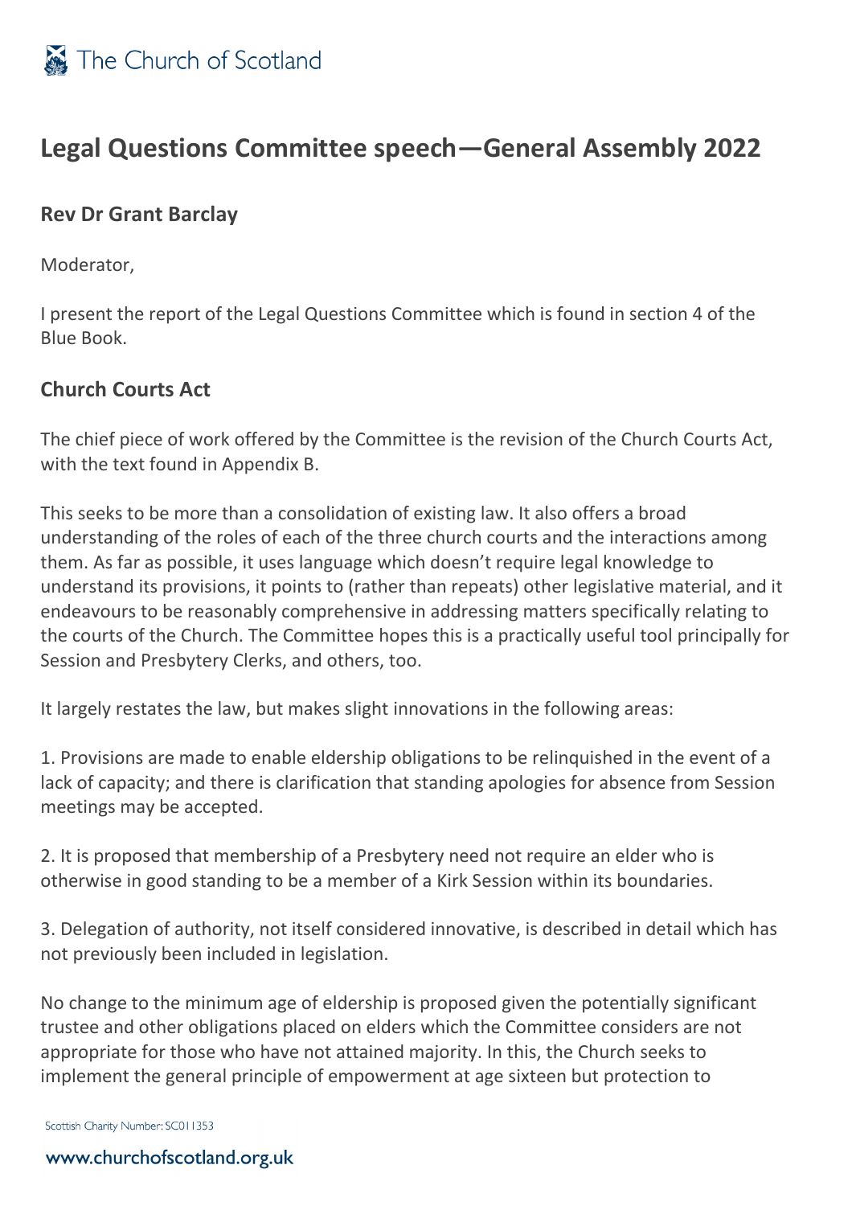# Legal Questions Committee speech—General Assembly 2022

## Rev Dr Grant Barclay

Moderator,

I present the report of the Legal Questions Committee which is found in section 4 of the Blue Book.

## Church Courts Act

The chief piece of work offered by the Committee is the revision of the Church Courts Act, with the text found in Appendix B.

This seeks to be more than a consolidation of existing law. It also offers a broad understanding of the roles of each of the three church courts and the interactions among them. As far as possible, it uses language which doesn't require legal knowledge to understand its provisions, it points to (rather than repeats) other legislative material, and it endeavours to be reasonably comprehensive in addressing matters specifically relating to the courts of the Church. The Committee hopes this is a practically useful tool principally for Session and Presbytery Clerks, and others, too.

It largely restates the law, but makes slight innovations in the following areas:

1. Provisions are made to enable eldership obligations to be relinquished in the event of a lack of capacity; and there is clarification that standing apologies for absence from Session meetings may be accepted.

2. It is proposed that membership of a Presbytery need not require an elder who is otherwise in good standing to be a member of a Kirk Session within its boundaries.

3. Delegation of authority, not itself considered innovative, is described in detail which has not previously been included in legislation.

No change to the minimum age of eldership is proposed given the potentially significant trustee and other obligations placed on elders which the Committee considers are not appropriate for those who have not attained majority. In this, the Church seeks to implement the general principle of empowerment at age sixteen but protection to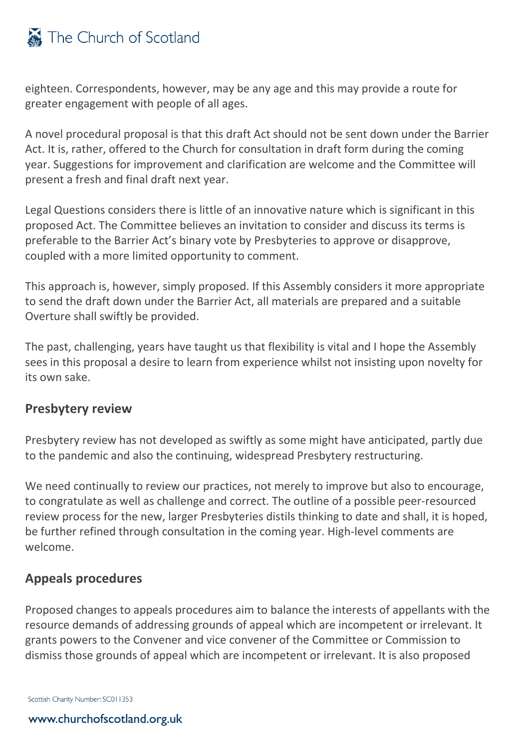eighteen. Correspondents, however, may be any age and this may provide a route for greater engagement with people of all ages.

A novel procedural proposal is that this draft Act should not be sent down under the Barrier Act. It is, rather, offered to the Church for consultation in draft form during the coming year. Suggestions for improvement and clarification are welcome and the Committee will present a fresh and final draft next year.

Legal Questions considers there is little of an innovative nature which is significant in this proposed Act. The Committee believes an invitation to consider and discuss its terms is preferable to the Barrier Act's binary vote by Presbyteries to approve or disapprove, coupled with a more limited opportunity to comment.

This approach is, however, simply proposed. If this Assembly considers it more appropriate to send the draft down under the Barrier Act, all materials are prepared and a suitable Overture shall swiftly be provided.

The past, challenging, years have taught us that flexibility is vital and I hope the Assembly sees in this proposal a desire to learn from experience whilst not insisting upon novelty for its own sake.

## Presbytery review

Presbytery review has not developed as swiftly as some might have anticipated, partly due to the pandemic and also the continuing, widespread Presbytery restructuring.

We need continually to review our practices, not merely to improve but also to encourage, to congratulate as well as challenge and correct. The outline of a possible peer-resourced review process for the new, larger Presbyteries distils thinking to date and shall, it is hoped, be further refined through consultation in the coming year. High-level comments are welcome.

## Appeals procedures

Proposed changes to appeals procedures aim to balance the interests of appellants with the resource demands of addressing grounds of appeal which are incompetent or irrelevant. It grants powers to the Convener and vice convener of the Committee or Commission to dismiss those grounds of appeal which are incompetent or irrelevant. It is also proposed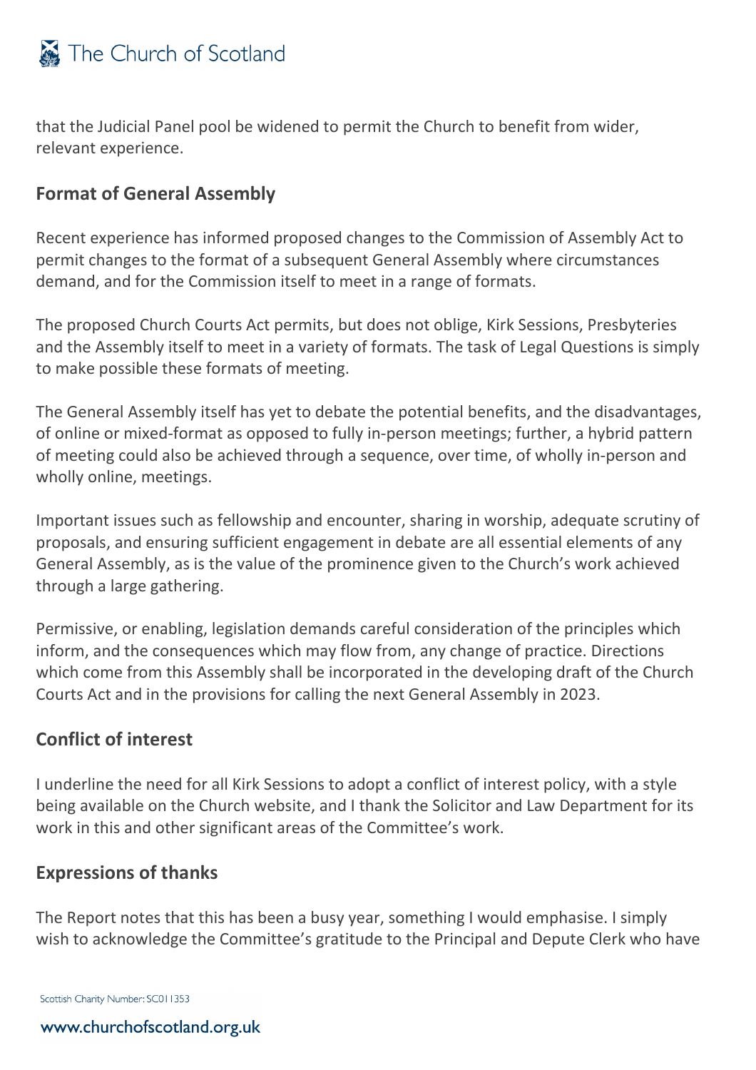that the Judicial Panel pool be widened to permit the Church to benefit from wider, relevant experience.

## Format of General Assembly

Recent experience has informed proposed changes to the Commission of Assembly Act to permit changes to the format of a subsequent General Assembly where circumstances demand, and for the Commission itself to meet in a range of formats.

The proposed Church Courts Act permits, but does not oblige, Kirk Sessions, Presbyteries and the Assembly itself to meet in a variety of formats. The task of Legal Questions is simply to make possible these formats of meeting.

The General Assembly itself has yet to debate the potential benefits, and the disadvantages, of online or mixed-format as opposed to fully in-person meetings; further, a hybrid pattern of meeting could also be achieved through a sequence, over time, of wholly in-person and wholly online, meetings.

Important issues such as fellowship and encounter, sharing in worship, adequate scrutiny of proposals, and ensuring sufficient engagement in debate are all essential elements of any General Assembly, as is the value of the prominence given to the Church's work achieved through a large gathering.

Permissive, or enabling, legislation demands careful consideration of the principles which inform, and the consequences which may flow from, any change of practice. Directions which come from this Assembly shall be incorporated in the developing draft of the Church Courts Act and in the provisions for calling the next General Assembly in 2023.

## Conflict of interest

I underline the need for all Kirk Sessions to adopt a conflict of interest policy, with a style being available on the Church website, and I thank the Solicitor and Law Department for its work in this and other significant areas of the Committee's work.

## Expressions of thanks

The Report notes that this has been a busy year, something I would emphasise. I simply wish to acknowledge the Committee's gratitude to the Principal and Depute Clerk who have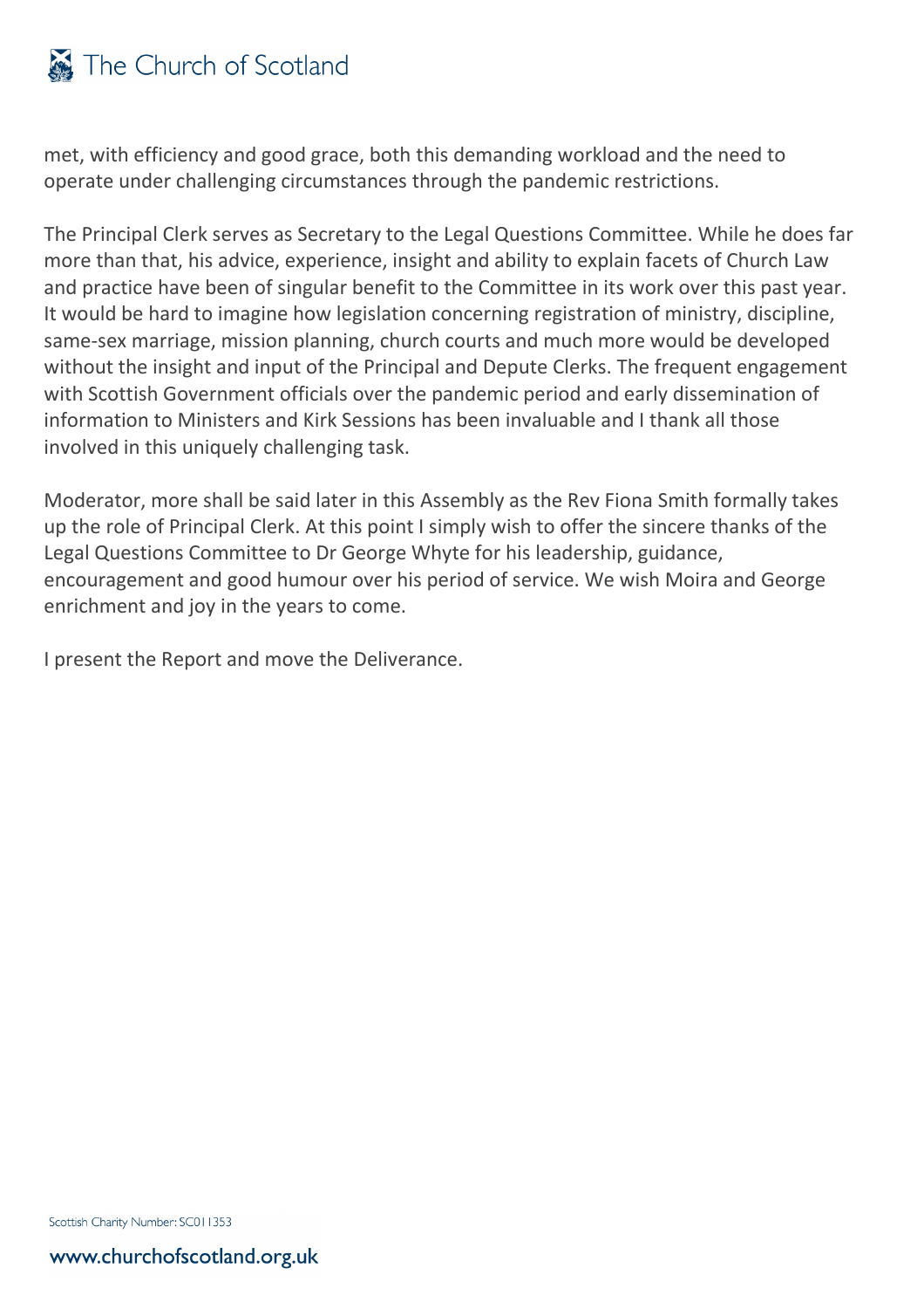met, with efficiency and good grace, both this demanding workload and the need to operate under challenging circumstances through the pandemic restrictions.

The Principal Clerk serves as Secretary to the Legal Questions Committee. While he does far more than that, his advice, experience, insight and ability to explain facets of Church Law and practice have been of singular benefit to the Committee in its work over this past year. It would be hard to imagine how legislation concerning registration of ministry, discipline, same-sex marriage, mission planning, church courts and much more would be developed without the insight and input of the Principal and Depute Clerks. The frequent engagement with Scottish Government officials over the pandemic period and early dissemination of information to Ministers and Kirk Sessions has been invaluable and I thank all those involved in this uniquely challenging task.

Moderator, more shall be said later in this Assembly as the Rev Fiona Smith formally takes up the role of Principal Clerk. At this point I simply wish to offer the sincere thanks of the Legal Questions Committee to Dr George Whyte for his leadership, guidance, encouragement and good humour over his period of service. We wish Moira and George enrichment and joy in the years to come.

I present the Report and move the Deliverance.